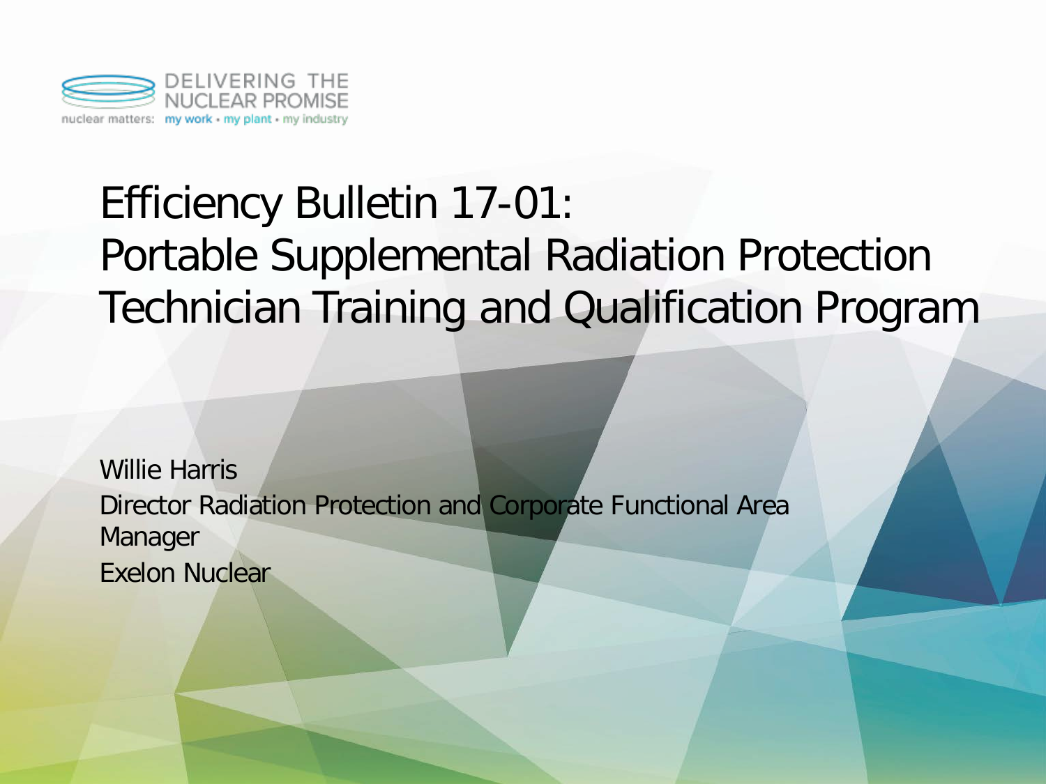DELIVERING THE NUCLEAR PROMISE

nuclear matters: my work • my plant • my industry

# Efficiency Bulletin 17-01: Portable Supplemental Radiation Protection Technician Training and Qualification Program

Willie Harris

Director Radiation Protection and Corporate Functional Area Manager

Exelon Nuclear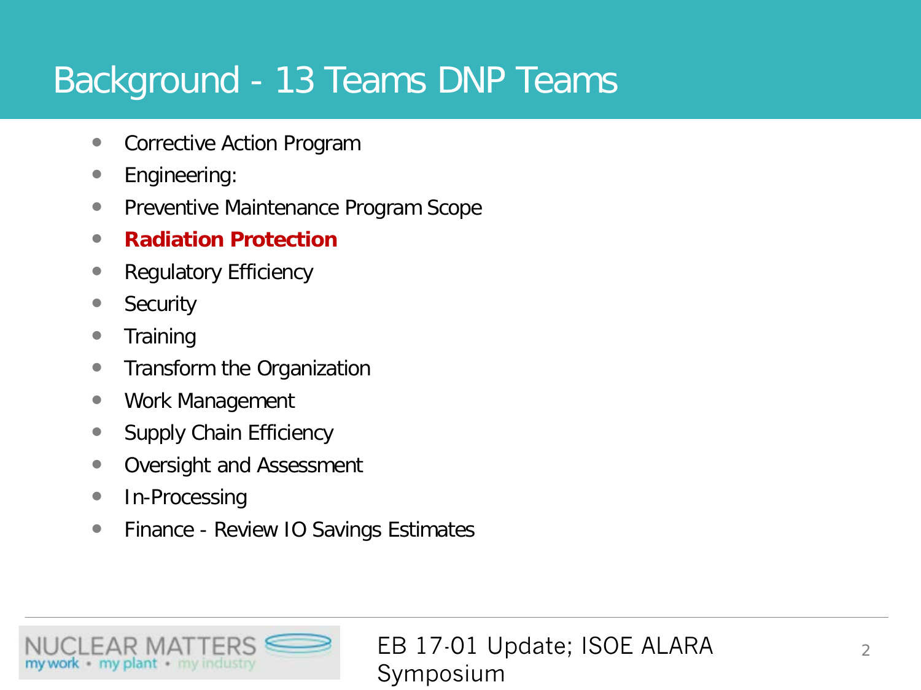# Background - 13 Teams DNP Teams

- Corrective Action Program
- Engineering:
- Preventive Maintenance Program Scope
- **Radiation Protection**
- Regulatory Efficiency
- Security
- Training
- Transform the Organization
- Work Management
- Supply Chain Efficiency
- Oversight and Assessment
- In-Processing
- Finance - Review IO Savings Estimates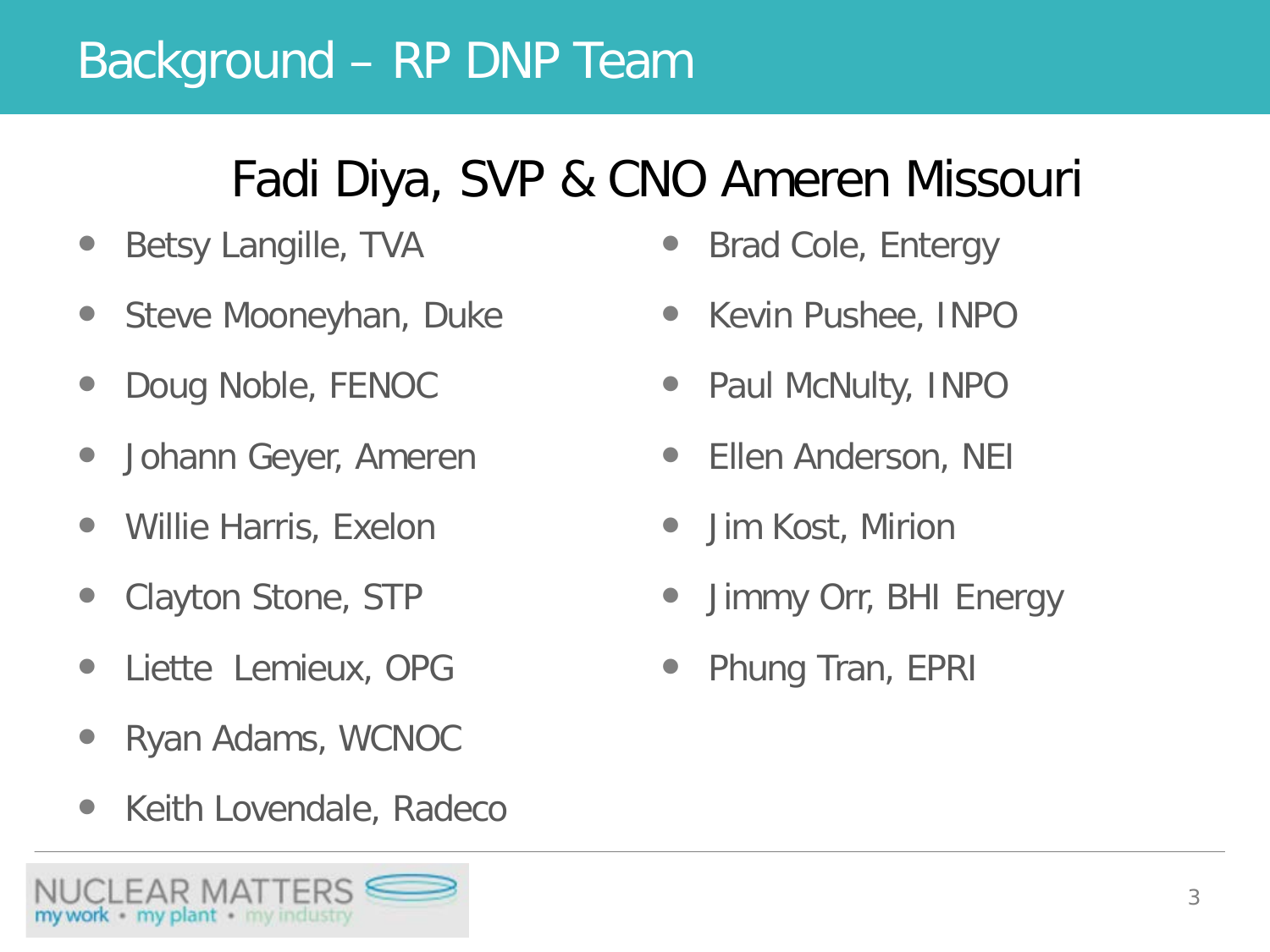# Background – RP DNP Team

## Fadi Diya, SVP & CNO Ameren Missouri

- Betsy Langille, TVA
- Steve Mooneyhan, Duke
- Doug Noble, FENOC
- Johann Geyer, Ameren
- Willie Harris, Exelon
- Clayton Stone, STP
- Liette Lemieux, OPG
- Ryan Adams, WCNOC
- Keith Lovendale, Radeco
- Brad Cole, Entergy
- Kevin Pushee, INPO
- Paul McNulty, INPO
- Ellen Anderson, NEI
- Jim Kost, Mirion
- Jimmy Orr, BHI Energy
- Phung Tran, EPRI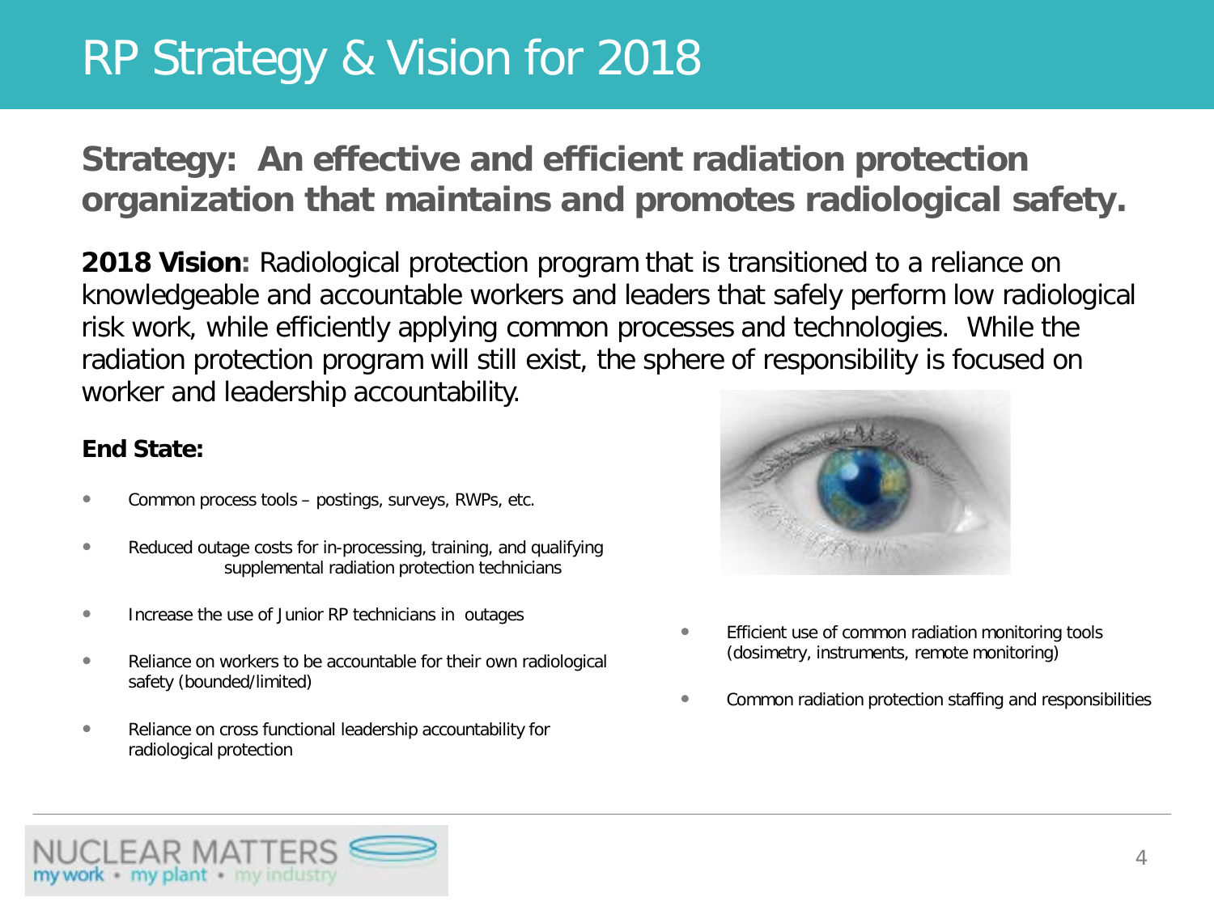# RP Strategy & Vision for 2018

## Strategy: An effective and efficient radiation protection organization that maintains and promotes radiological safety.

**2018 Vision:** Radiological protection program that is transitioned to a reliance on knowledgeable and accountable workers and leaders that safely perform low radiological risk work, while efficiently applying common processes and technologies. While the radiation protection program will still exist, the sphere of responsibility is focused on worker and leadership accountability.

**End State:**

- Common process tools – postings, surveys, RWPs, etc.
- Reduced outage costs for in-processing, training, and qualifying supplemental radiation protection technicians
- Increase the use of Junior RP technicians in outages
- Reliance on workers to be accountable for their own radiological safety (bounded/limited)
- Reliance on cross functional leadership accountability for radiological protection
- Efficient use of common radiation monitoring tools (dosimetry, instruments, remote monitoring)
- Common radiation protection staffing and responsibilities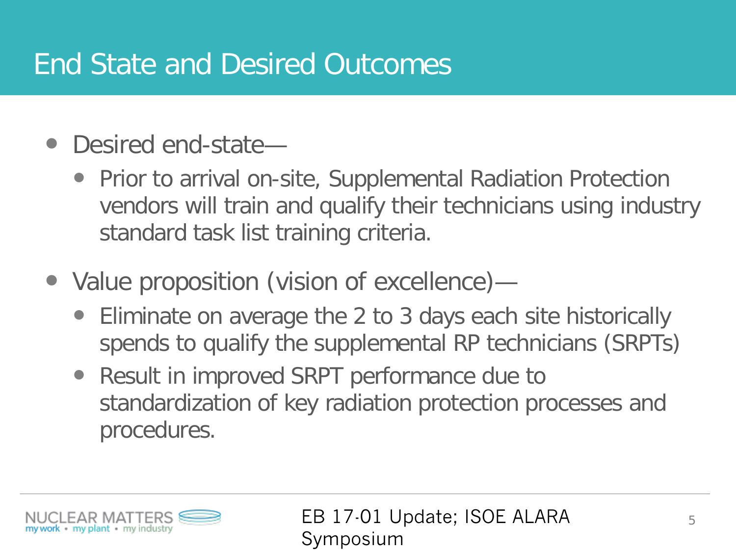# End State and Desired Outcomes

- Desired end-state—
  - Prior to arrival on-site, Supplemental Radiation Protection vendors will train and qualify their technicians using industry standard task list training criteria.
- Value proposition (vision of excellence)—
  - Eliminate on average the 2 to 3 days each site historically spends to qualify the supplemental RP technicians (SRPTs)
  - Result in improved SRPT performance due to standardization of key radiation protection processes and procedures.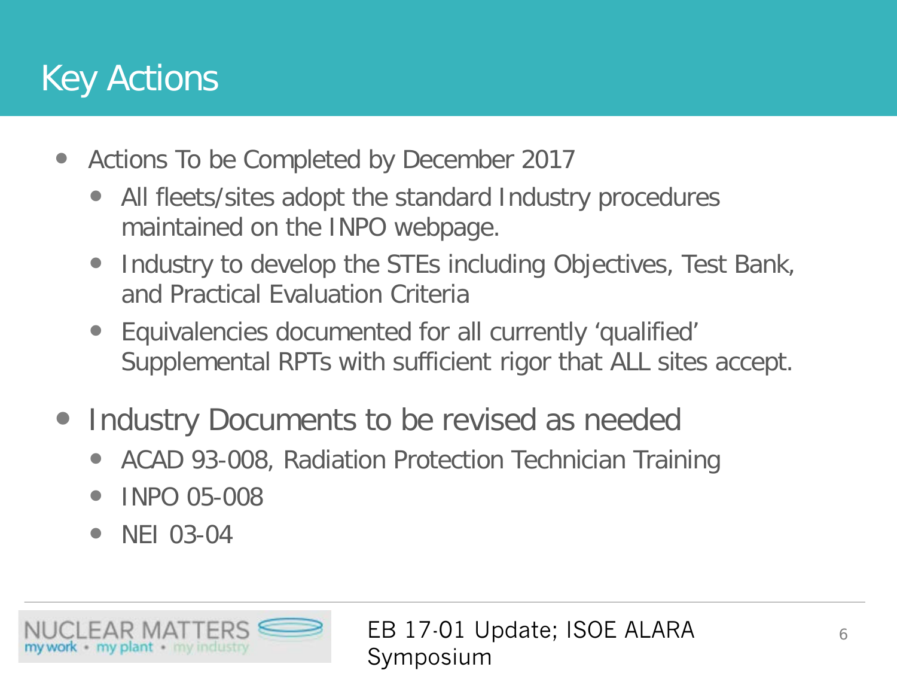# Key Actions

- Actions To be Completed by December 2017
  - All fleets/sites adopt the standard Industry procedures maintained on the INPO webpage.
  - Industry to develop the STEs including Objectives, Test Bank, and Practical Evaluation Criteria
  - Equivalencies documented for all currently 'qualified' Supplemental RPTs with sufficient rigor that ALL sites accept.
- Industry Documents to be revised as needed
  - ACAD 93-008, Radiation Protection Technician Training
  - INPO 05-008
  - NEI 03-04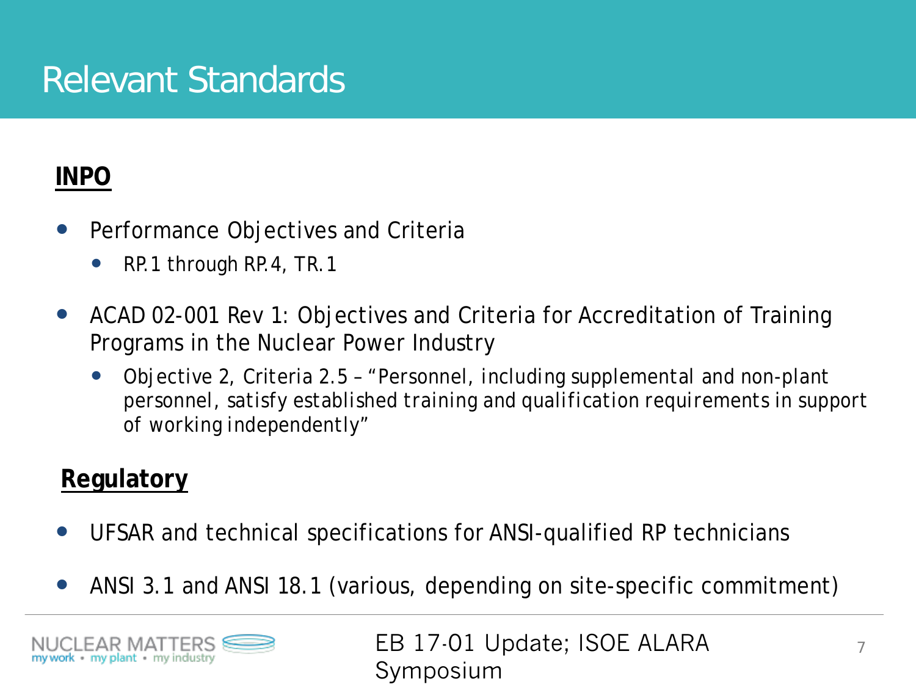# Relevant Standards

**INPO**

- Performance Objectives and Criteria
  - RP.1 through RP.4, TR.1
- ACAD 02-001 Rev 1: Objectives and Criteria for Accreditation of Training Programs in the Nuclear Power Industry
  - Objective 2, Criteria 2.5 – "Personnel, including supplemental and non-plant personnel, satisfy established training and qualification requirements in support of working independently"

**Regulatory**

- UFSAR and technical specifications for ANSI-qualified RP technicians
- ANSI 3.1 and ANSI 18.1 (various, depending on site-specific commitment)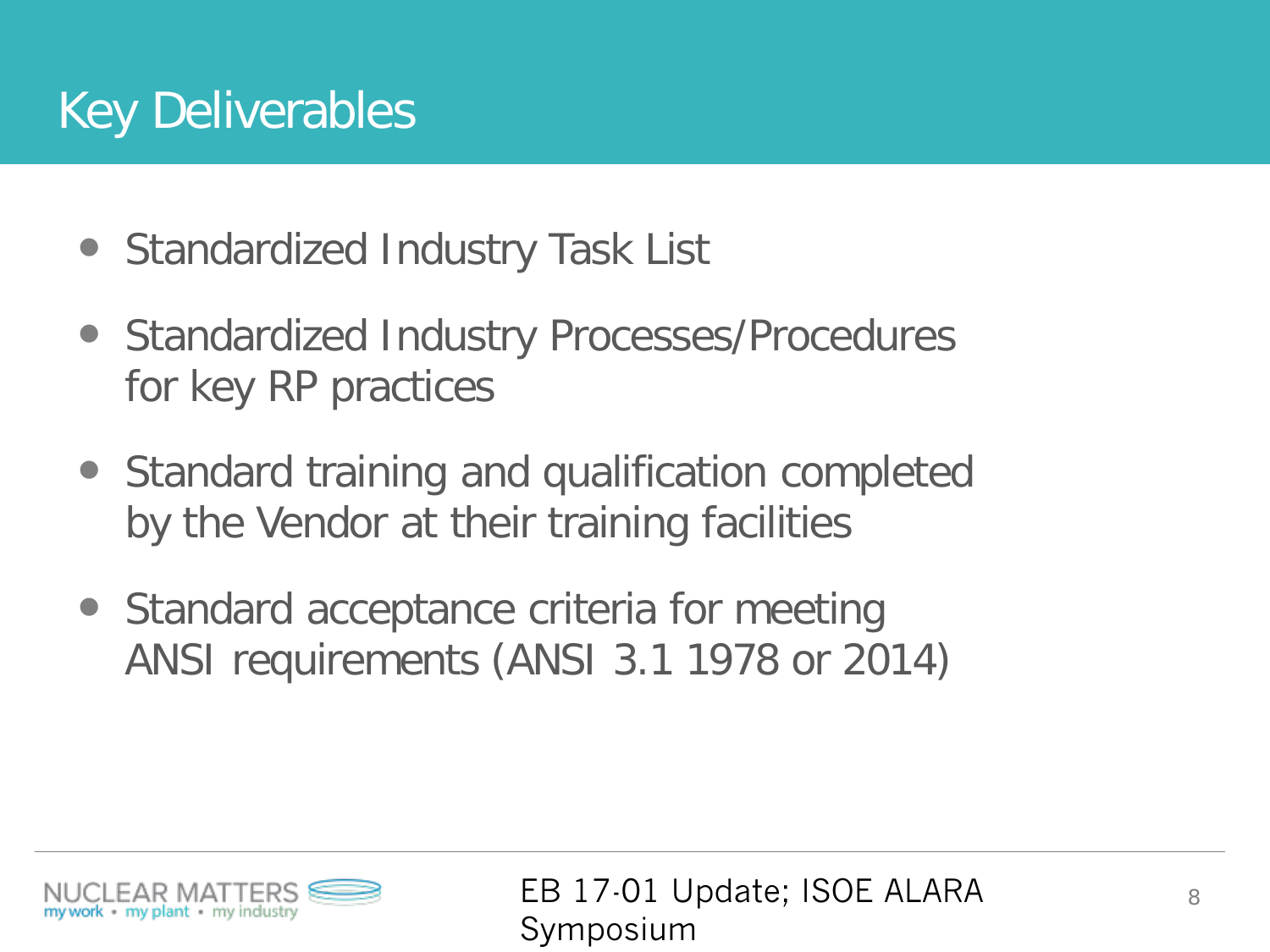# Key Deliverables

- Standardized Industry Task List
- Standardized Industry Processes/Procedures for key RP practices
- Standard training and qualification completed by the Vendor at their training facilities
- Standard acceptance criteria for meeting ANSI requirements (ANSI 3.1 1978 or 2014)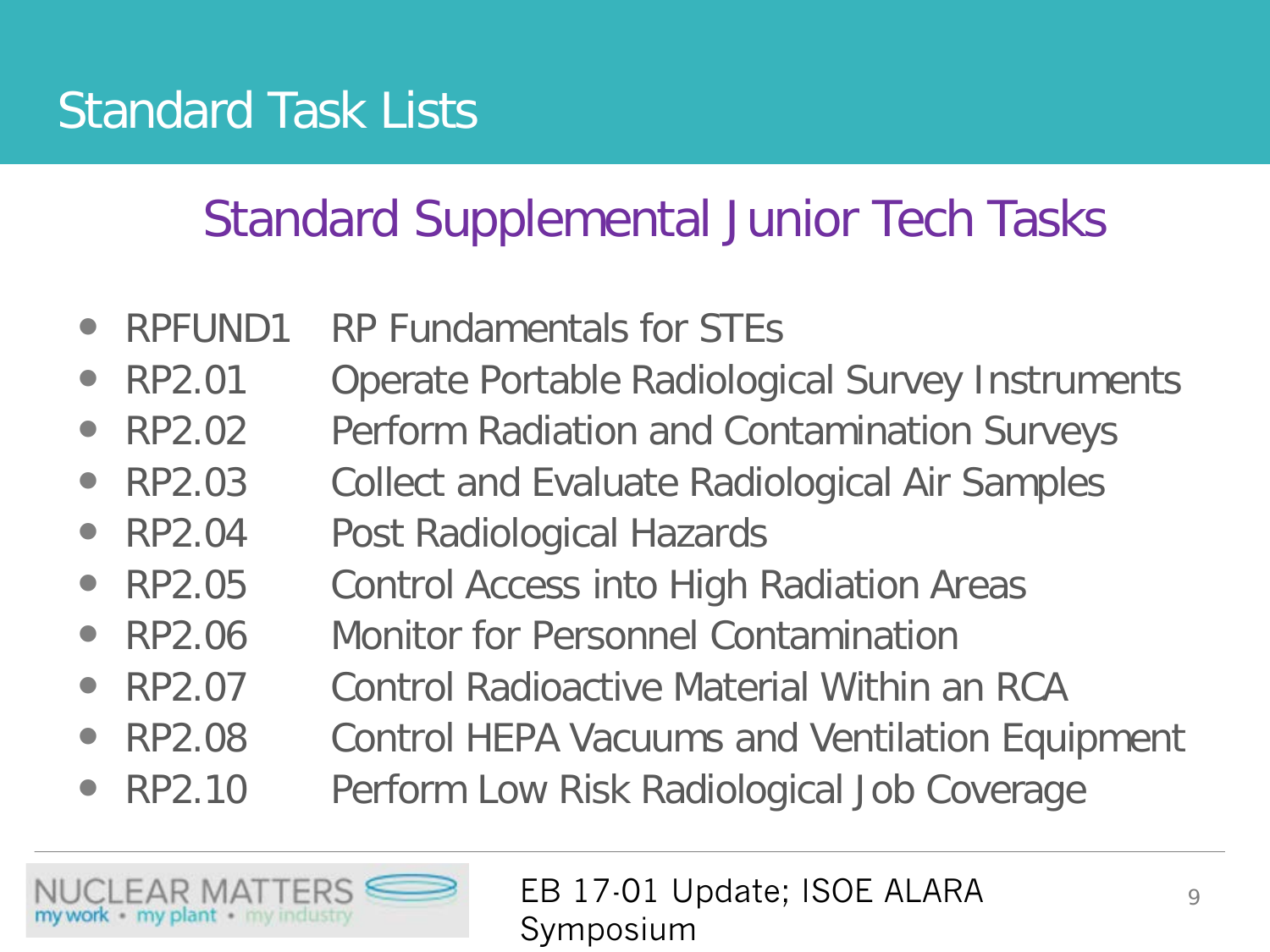# Standard Task Lists

## Standard Supplemental Junior Tech Tasks

- RPFUND1 RP Fundamentals for STEs
- RP2.01 Operate Portable Radiological Survey Instruments
- RP2.02 Perform Radiation and Contamination Surveys
- RP2.03 Collect and Evaluate Radiological Air Samples
- RP2.04 Post Radiological Hazards
- RP2.05 Control Access into High Radiation Areas
- RP2.06 Monitor for Personnel Contamination
- RP2.07 Control Radioactive Material Within an RCA
- RP2.08 Control HEPA Vacuums and Ventilation Equipment
- RP2.10 Perform Low Risk Radiological Job Coverage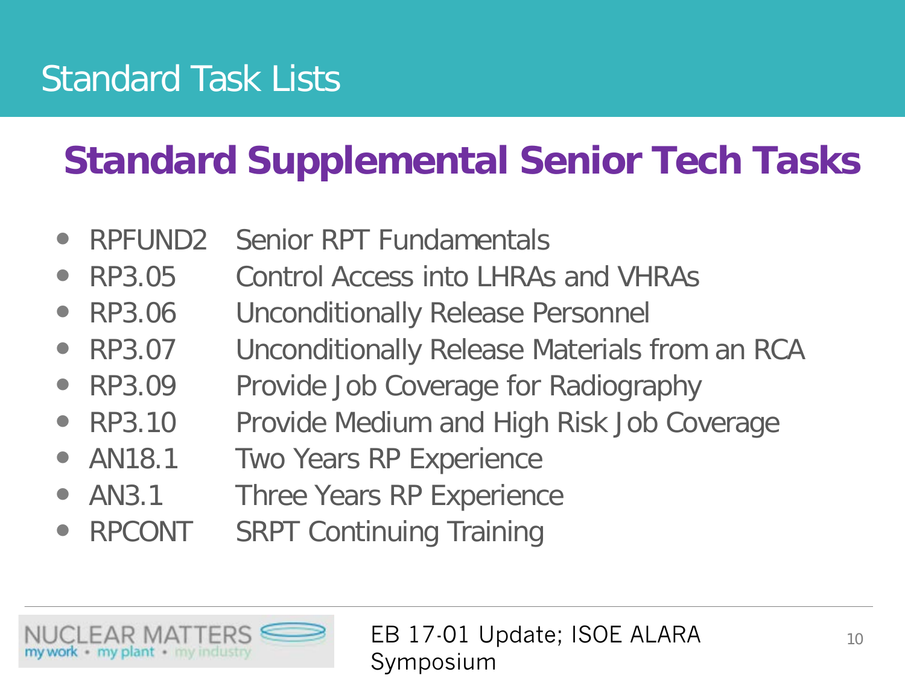# Standard Task Lists

## Standard Supplemental Senior Tech Tasks

- RPFUND2 Senior RPT Fundamentals
- RP3.05 Control Access into LHRAs and VHRAs
- RP3.06 Unconditionally Release Personnel
- RP3.07 Unconditionally Release Materials from an RCA
- RP3.09 Provide Job Coverage for Radiography
- RP3.10 Provide Medium and High Risk Job Coverage
- AN18.1 Two Years RP Experience
- AN3.1 Three Years RP Experience
- RPCONT SRPT Continuing Training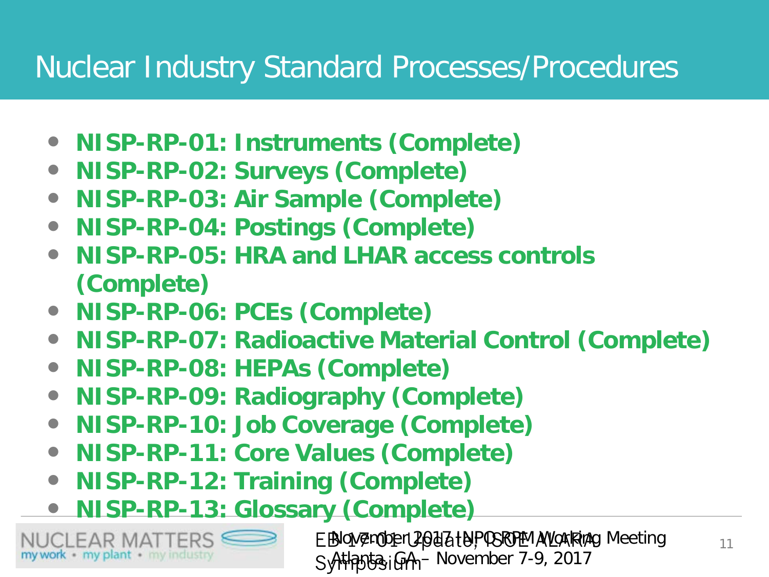# Nuclear Industry Standard Processes/Procedures

- **NISP-RP-01: Instruments (Complete)**
- **NISP-RP-02: Surveys (Complete)**
- **NISP-RP-03: Air Sample (Complete)**
- **NISP-RP-04: Postings (Complete)**
- **NISP-RP-05: HRA and LHAR access controls (Complete)**
- **NISP-RP-06: PCEs (Complete)**
- **NISP-RP-07: Radioactive Material Control (Complete)**
- **NISP-RP-08: HEPAs (Complete)**
- **NISP-RP-09: Radiography (Complete)**
- **NISP-RP-10: Job Coverage (Complete)**
- **NISP-RP-11: Core Values (Complete)**
- **NISP-RP-12: Training (Complete)**
- **NISP-RP-13: Glossary (Complete)**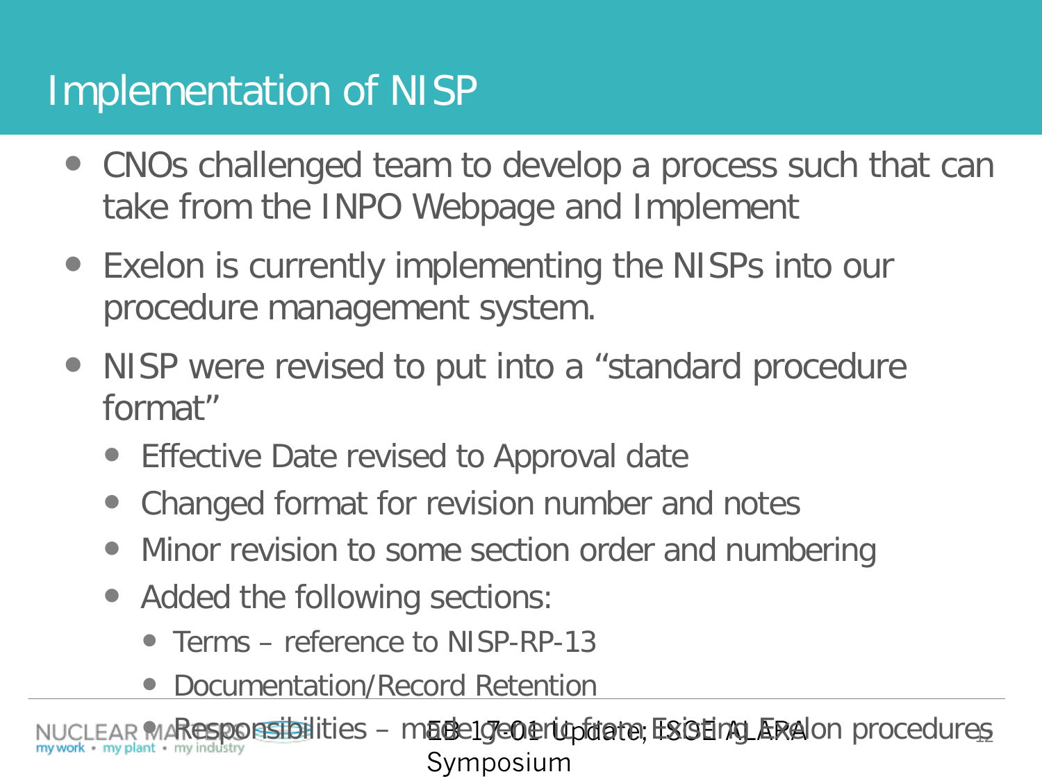# Implementation of NISP

- CNOs challenged team to develop a process such that can take from the INPO Webpage and Implement
- Exelon is currently implementing the NISPs into our procedure management system.
- NISP were revised to put into a “standard procedure format”
  - Effective Date revised to Approval date
  - Changed format for revision number and notes
  - Minor revision to some section order and numbering
  - Added the following sections:
    - Terms – reference to NISP-RP-13
    - Documentation/Record Retention
    - Responsibilities – made generic from Existing Exelon procedures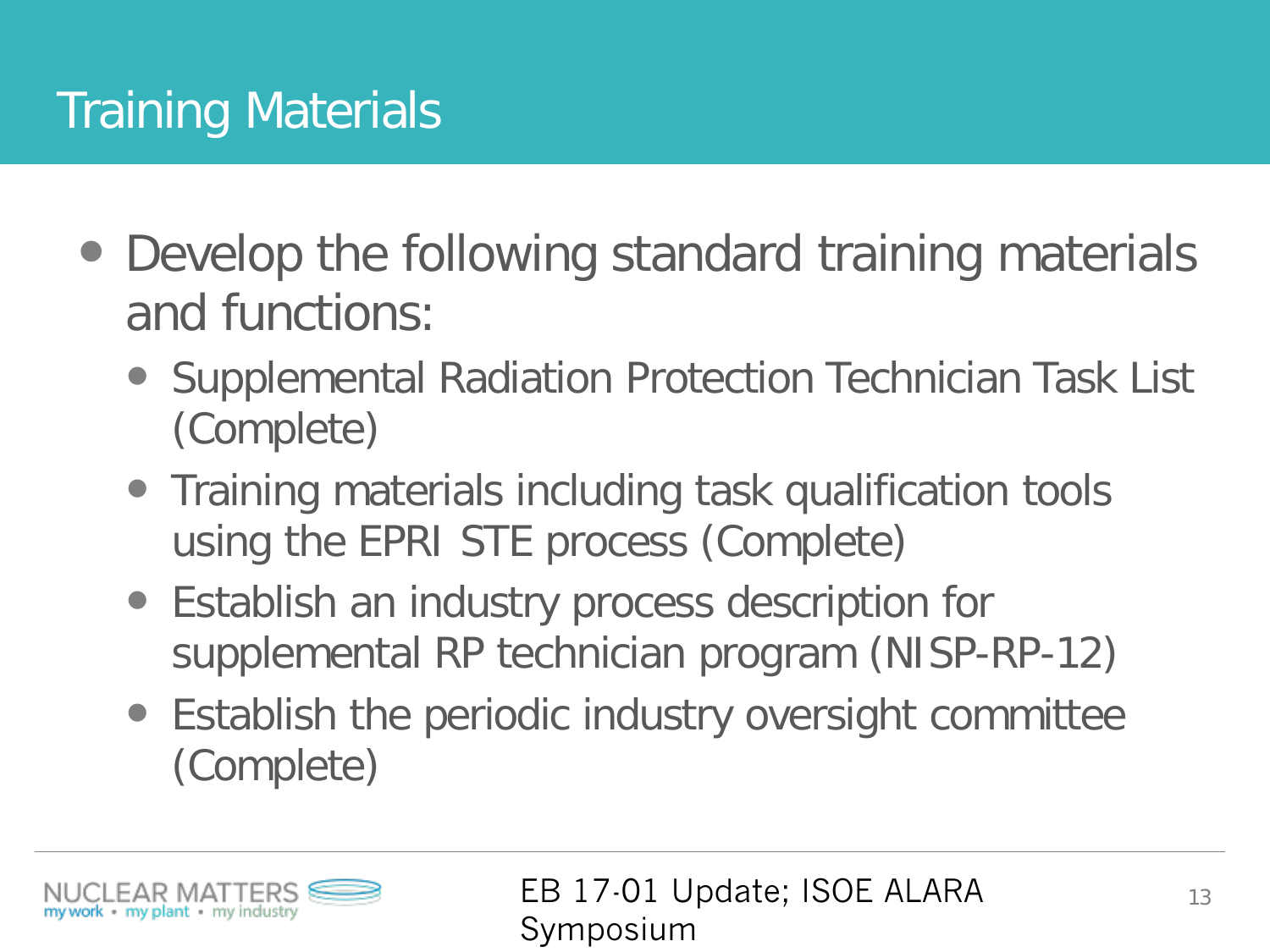# Training Materials

- Develop the following standard training materials and functions:
  - Supplemental Radiation Protection Technician Task List (Complete)
  - Training materials including task qualification tools using the EPRI STE process (Complete)
  - Establish an industry process description for supplemental RP technician program (NISP-RP-12)
  - Establish the periodic industry oversight committee (Complete)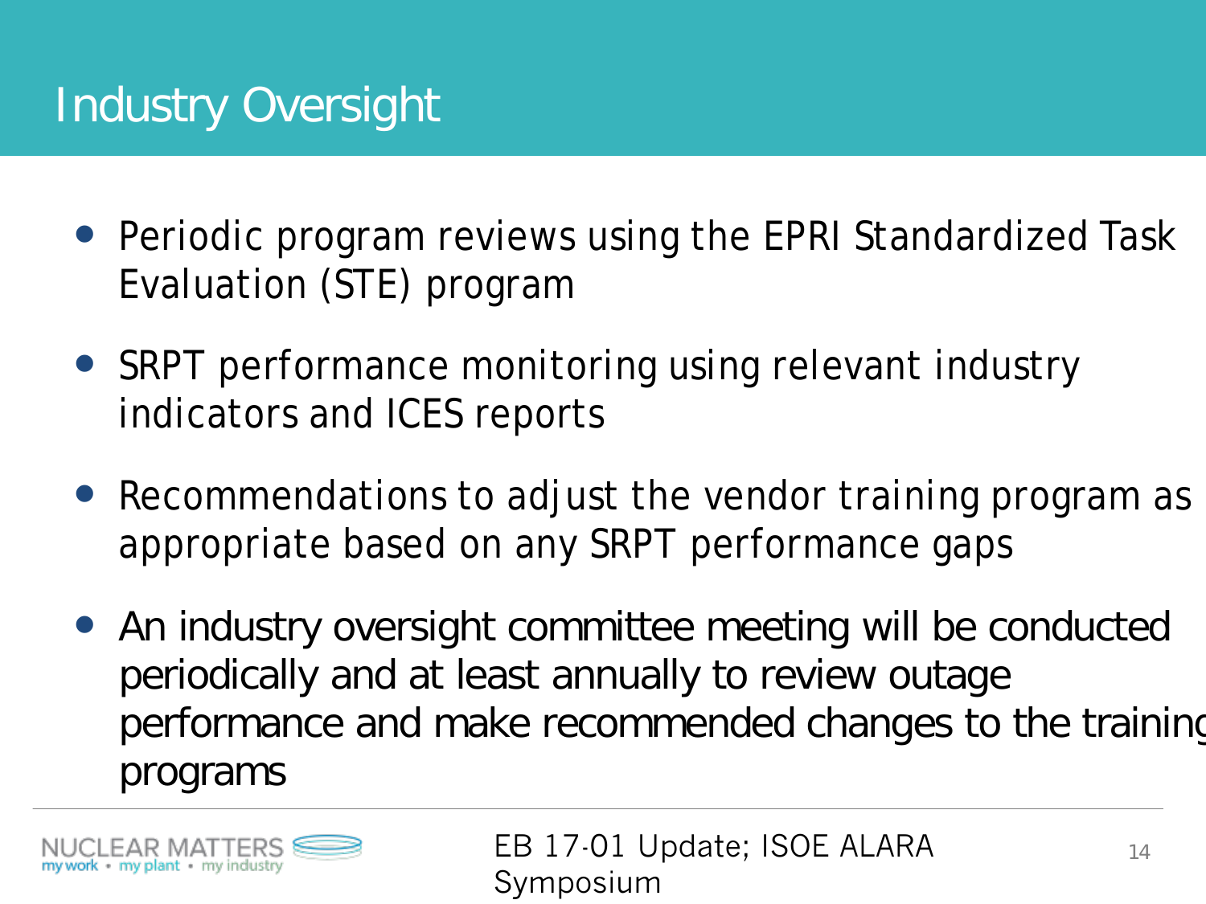# Industry Oversight

- Periodic program reviews using the EPRI Standardized Task Evaluation (STE) program
- SRPT performance monitoring using relevant industry indicators and ICES reports
- Recommendations to adjust the vendor training program as appropriate based on any SRPT performance gaps
- An industry oversight committee meeting will be conducted periodically and at least annually to review outage performance and make recommended changes to the training programs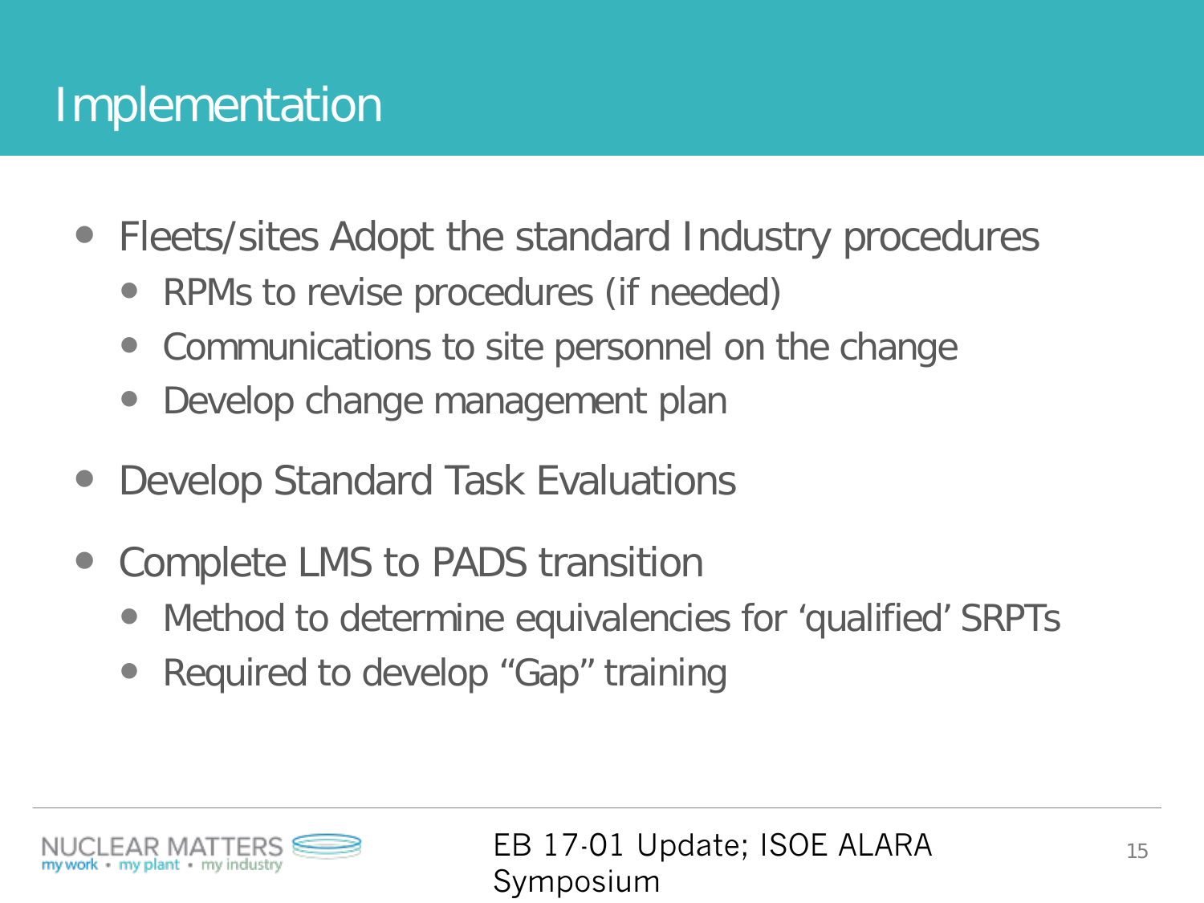# Implementation

- Fleets/sites Adopt the standard Industry procedures
  - RPMs to revise procedures (if needed)
  - Communications to site personnel on the change
  - Develop change management plan
- Develop Standard Task Evaluations
- Complete LMS to PADS transition
  - Method to determine equivalencies for 'qualified' SRPTs
  - Required to develop "Gap" training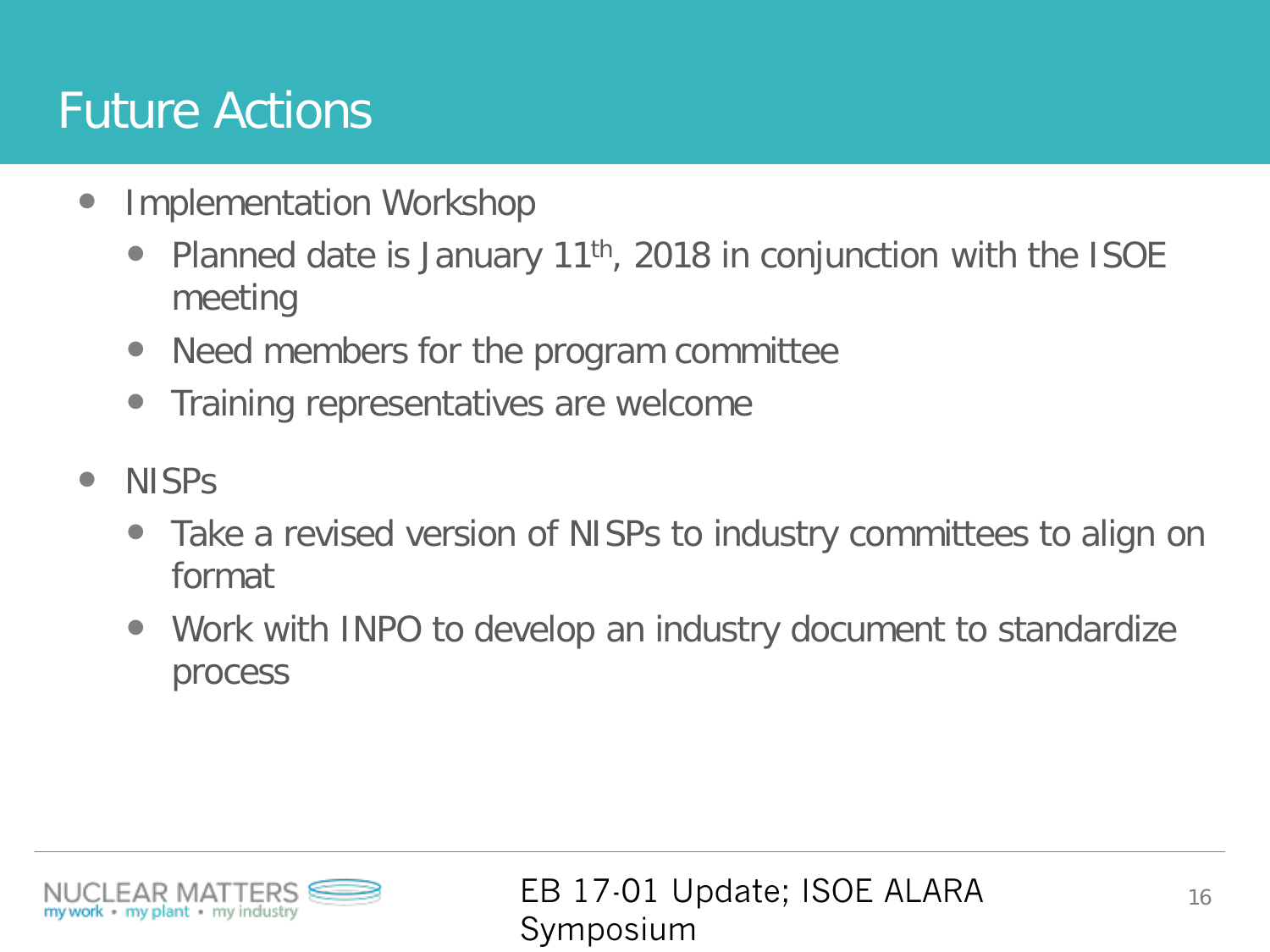# Future Actions

- Implementation Workshop
  - Planned date is January 11th, 2018 in conjunction with the ISOE meeting
  - Need members for the program committee
  - Training representatives are welcome
- NISPs
  - Take a revised version of NISPs to industry committees to align on format
  - Work with INPO to develop an industry document to standardize process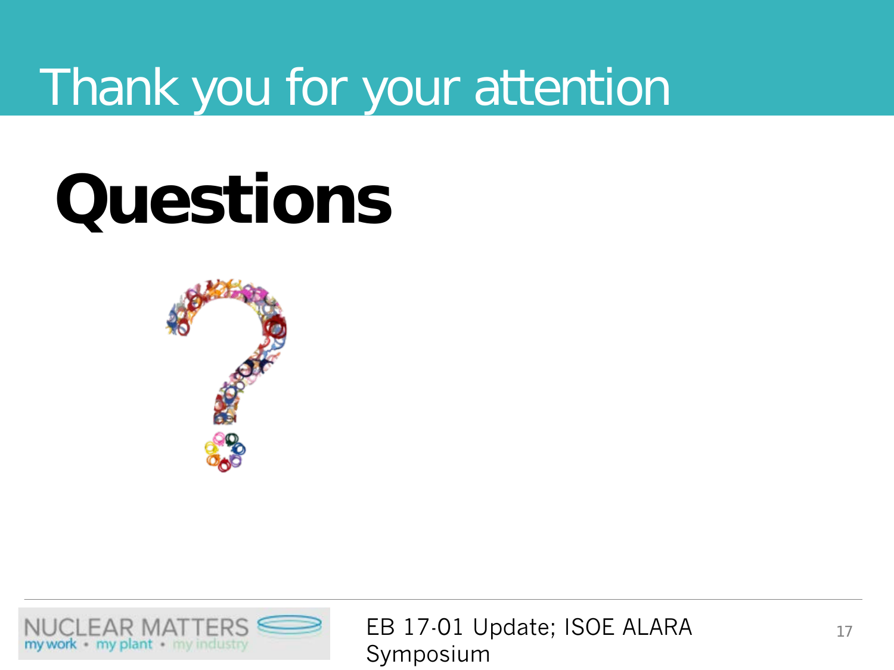# Thank you for your attention

**Questions**